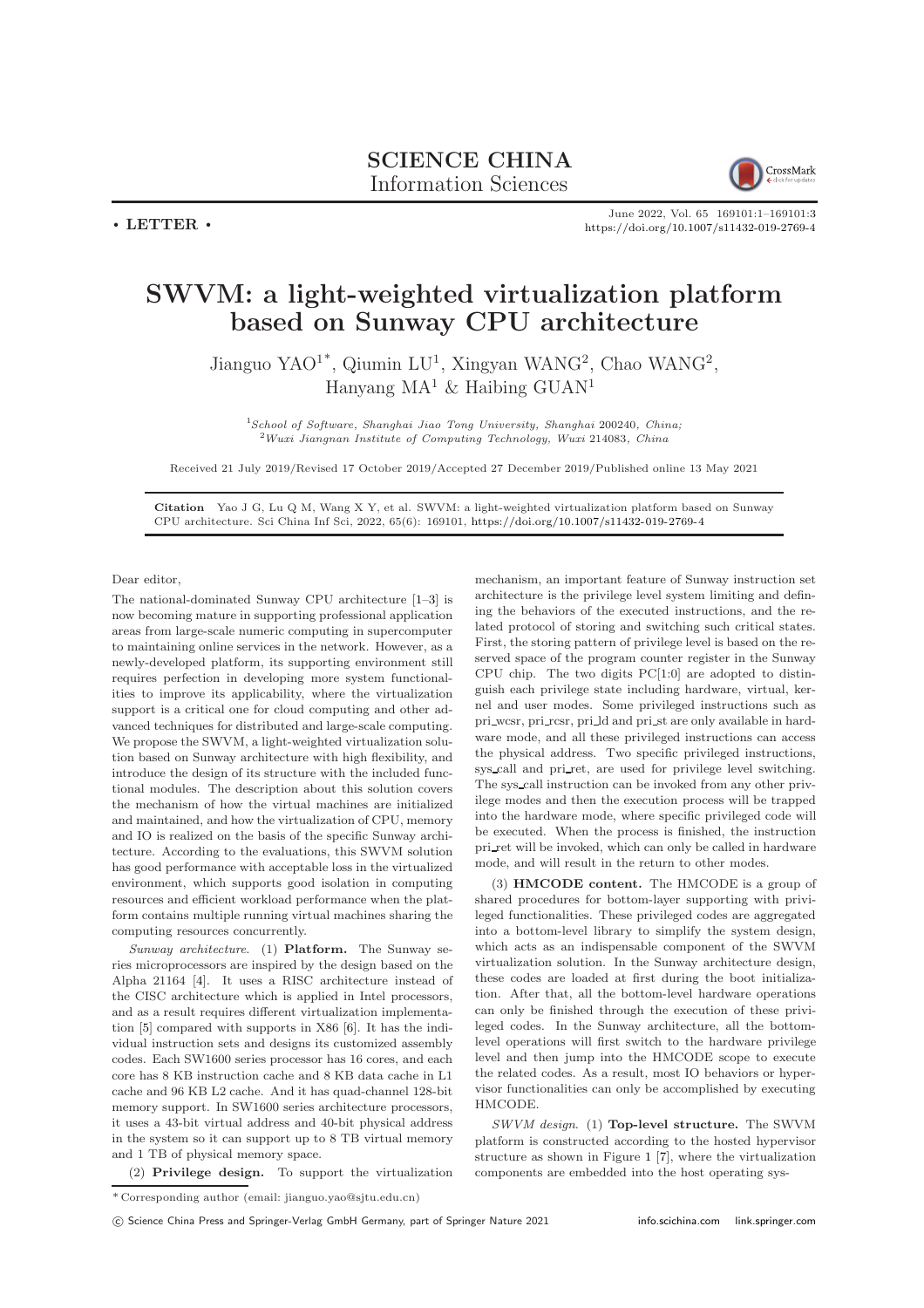SCIENCE CHINA
Information Sciences

• LETTER •

# SWVM: a light-weighted virtualization platform based on Sunway CPU architecture

Jianguo YAO[1*], Qiumin LU[1], Xingyan WANG[2], Chao WANG[2], Hanyang MA[1] & Haibing GUAN[1]

[1]*School of Software, Shanghai Jiao Tong University, Shanghai* 200240*, China;*
[2]*Wuxi Jiangnan Institute of Computing Technology, Wuxi* 214083*, China*

Received 21 July 2019/Revised 17 October 2019/Accepted 27 December 2019/Published online 13 May 2021

**Citation** Yao J G, Lu Q M, Wang X Y, et al. SWVM: a light-weighted virtualization platform based on Sunway CPU architecture. Sci China Inf Sci, 2022, 65(6): 169101, https://doi.org/10.1007/s11432-019-2769-4

Dear editor,

The national-dominated Sunway CPU architecture [1–3] is now becoming mature in supporting professional application areas from large-scale numeric computing in supercomputer to maintaining online services in the network. However, as a newly-developed platform, its supporting environment still requires perfection in developing more system functionalities to improve its applicability, where the virtualization support is a critical one for cloud computing and other advanced techniques for distributed and large-scale computing. We propose the SWVM, a light-weighted virtualization solution based on Sunway architecture with high flexibility, and introduce the design of its structure with the included functional modules. The description about this solution covers the mechanism of how the virtual machines are initialized and maintained, and how the virtualization of CPU, memory and IO is realized on the basis of the specific Sunway architecture. According to the evaluations, this SWVM solution has good performance with acceptable loss in the virtualized environment, which supports good isolation in computing resources and efficient workload performance when the platform contains multiple running virtual machines sharing the computing resources concurrently.

*Sunway architecture*. (1) **Platform.** The Sunway series microprocessors are inspired by the design based on the Alpha 21164 [4]. It uses a RISC architecture instead of the CISC architecture which is applied in Intel processors, and as a result requires different virtualization implementation [5] compared with supports in X86 [6]. It has the individual instruction sets and designs its customized assembly codes. Each SW1600 series processor has 16 cores, and each core has 8 KB instruction cache and 8 KB data cache in L1 cache and 96 KB L2 cache. And it has quad-channel 128-bit memory support. In SW1600 series architecture processors, it uses a 43-bit virtual address and 40-bit physical address in the system so it can support up to 8 TB virtual memory and 1 TB of physical memory space.

(2) **Privilege design.** To support the virtualization mechanism, an important feature of Sunway instruction set architecture is the privilege level system limiting and defining the behaviors of the executed instructions, and the related protocol of storing and switching such critical states. First, the storing pattern of privilege level is based on the reserved space of the program counter register in the Sunway CPU chip. The two digits PC[1:0] are adopted to distinguish each privilege state including hardware, virtual, kernel and user modes. Some privileged instructions such as pri_wcsr, pri_rcsr, pri_ld and pri_st are only available in hardware mode, and all these privileged instructions can access the physical address. Two specific privileged instructions, sys_call and pri_ret, are used for privilege level switching. The sys_call instruction can be invoked from any other privilege modes and then the execution process will be trapped into the hardware mode, where specific privileged code will be executed. When the process is finished, the instruction pri_ret will be invoked, which can only be called in hardware mode, and will result in the return to other modes.

(3) **HMCODE content.** The HMCODE is a group of shared procedures for bottom-layer supporting with privileged functionalities. These privileged codes are aggregated into a bottom-level library to simplify the system design, which acts as an indispensable component of the SWVM virtualization solution. In the Sunway architecture design, these codes are loaded at first during the boot initialization. After that, all the bottom-level hardware operations can only be finished through the execution of these privileged codes. In the Sunway architecture, all the bottom-level operations will first switch to the hardware privilege level and then jump into the HMCODE scope to execute the related codes. As a result, most IO behaviors or hypervisor functionalities can only be accomplished by executing HMCODE.

*SWVM design*. (1) **Top-level structure.** The SWVM platform is constructed according to the hosted hypervisor structure as shown in Figure 1 [7], where the virtualization components are embedded into the host operating sys-

* Corresponding author (email: jianguo.yao@sjtu.edu.cn)

© Science China Press and Springer-Verlag GmbH Germany, part of Springer Nature 2021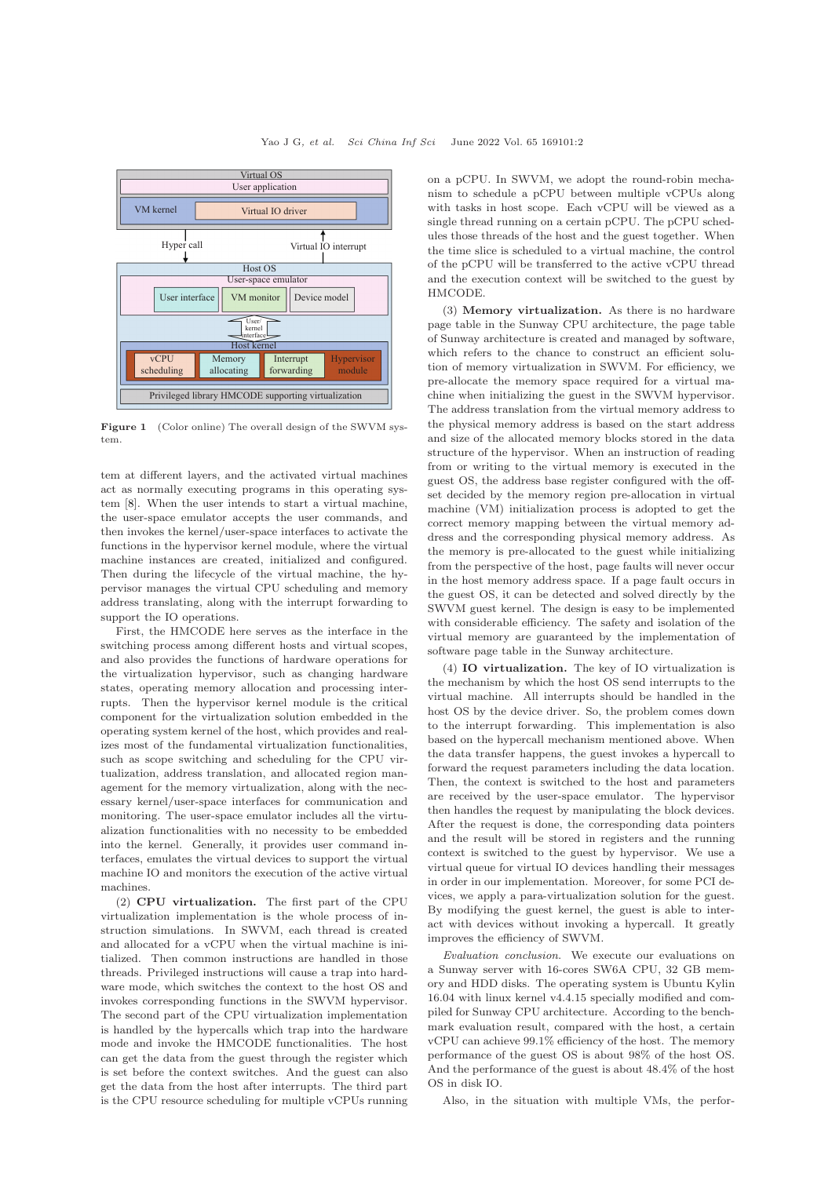Figure 1 (Color online) The overall design of the SWVM system.

tem at different layers, and the activated virtual machines act as normally executing programs in this operating system [8]. When the user intends to start a virtual machine, the user-space emulator accepts the user commands, and then invokes the kernel/user-space interfaces to activate the functions in the hypervisor kernel module, where the virtual machine instances are created, initialized and configured. Then during the lifecycle of the virtual machine, the hypervisor manages the virtual CPU scheduling and memory address translating, along with the interrupt forwarding to support the IO operations.

First, the HMCODE here serves as the interface in the switching process among different hosts and virtual scopes, and also provides the functions of hardware operations for the virtualization hypervisor, such as changing hardware states, operating memory allocation and processing interrupts. Then the hypervisor kernel module is the critical component for the virtualization solution embedded in the operating system kernel of the host, which provides and realizes most of the fundamental virtualization functionalities, such as scope switching and scheduling for the CPU virtualization, address translation, and allocated region management for the memory virtualization, along with the necessary kernel/user-space interfaces for communication and monitoring. The user-space emulator includes all the virtualization functionalities with no necessity to be embedded into the kernel. Generally, it provides user command interfaces, emulates the virtual devices to support the virtual machine IO and monitors the execution of the active virtual machines.

(2) **CPU virtualization.** The first part of the CPU virtualization implementation is the whole process of instruction simulations. In SWVM, each thread is created and allocated for a vCPU when the virtual machine is initialized. Then common instructions are handled in those threads. Privileged instructions will cause a trap into hardware mode, which switches the context to the host OS and invokes corresponding functions in the SWVM hypervisor. The second part of the CPU virtualization implementation is handled by the hypercalls which trap into the hardware mode and invoke the HMCODE functionalities. The host can get the data from the guest through the register which is set before the context switches. And the guest can also get the data from the host after interrupts. The third part is the CPU resource scheduling for multiple vCPUs running on a pCPU. In SWVM, we adopt the round-robin mechanism to schedule a pCPU between multiple vCPUs along with tasks in host scope. Each vCPU will be viewed as a single thread running on a certain pCPU. The pCPU schedules those threads of the host and the guest together. When the time slice is scheduled to a virtual machine, the control of the pCPU will be transferred to the active vCPU thread and the execution context will be switched to the guest by HMCODE.

(3) **Memory virtualization.** As there is no hardware page table in the Sunway CPU architecture, the page table of Sunway architecture is created and managed by software, which refers to the chance to construct an efficient solution of memory virtualization in SWVM. For efficiency, we pre-allocate the memory space required for a virtual machine when initializing the guest in the SWVM hypervisor. The address translation from the virtual memory address to the physical memory address is based on the start address and size of the allocated memory blocks stored in the data structure of the hypervisor. When an instruction of reading from or writing to the virtual memory is executed in the guest OS, the address base register configured with the offset decided by the memory region pre-allocation in virtual machine (VM) initialization process is adopted to get the correct memory mapping between the virtual memory address and the corresponding physical memory address. As the memory is pre-allocated to the guest while initializing from the perspective of the host, page faults will never occur in the host memory address space. If a page fault occurs in the guest OS, it can be detected and solved directly by the SWVM guest kernel. The design is easy to be implemented with considerable efficiency. The safety and isolation of the virtual memory are guaranteed by the implementation of software page table in the Sunway architecture.

(4) **IO virtualization.** The key of IO virtualization is the mechanism by which the host OS send interrupts to the virtual machine. All interrupts should be handled in the host OS by the device driver. So, the problem comes down to the interrupt forwarding. This implementation is also based on the hypercall mechanism mentioned above. When the data transfer happens, the guest invokes a hypercall to forward the request parameters including the data location. Then, the context is switched to the host and parameters are received by the user-space emulator. The hypervisor then handles the request by manipulating the block devices. After the request is done, the corresponding data pointers and the result will be stored in registers and the running context is switched to the guest by hypervisor. We use a virtual queue for virtual IO devices handling their messages in order in our implementation. Moreover, for some PCI devices, we apply a para-virtualization solution for the guest. By modifying the guest kernel, the guest is able to interact with devices without invoking a hypercall. It greatly improves the efficiency of SWVM.

*Evaluation conclusion.* We execute our evaluations on a Sunway server with 16-cores SW6A CPU, 32 GB memory and HDD disks. The operating system is Ubuntu Kylin 16.04 with linux kernel v4.4.15 specially modified and compiled for Sunway CPU architecture. According to the benchmark evaluation result, compared with the host, a certain vCPU can achieve 99.1% efficiency of the host. The memory performance of the guest OS is about 98% of the host OS. And the performance of the guest is about 48.4% of the host OS in disk IO.

Also, in the situation with multiple VMs, the perfor-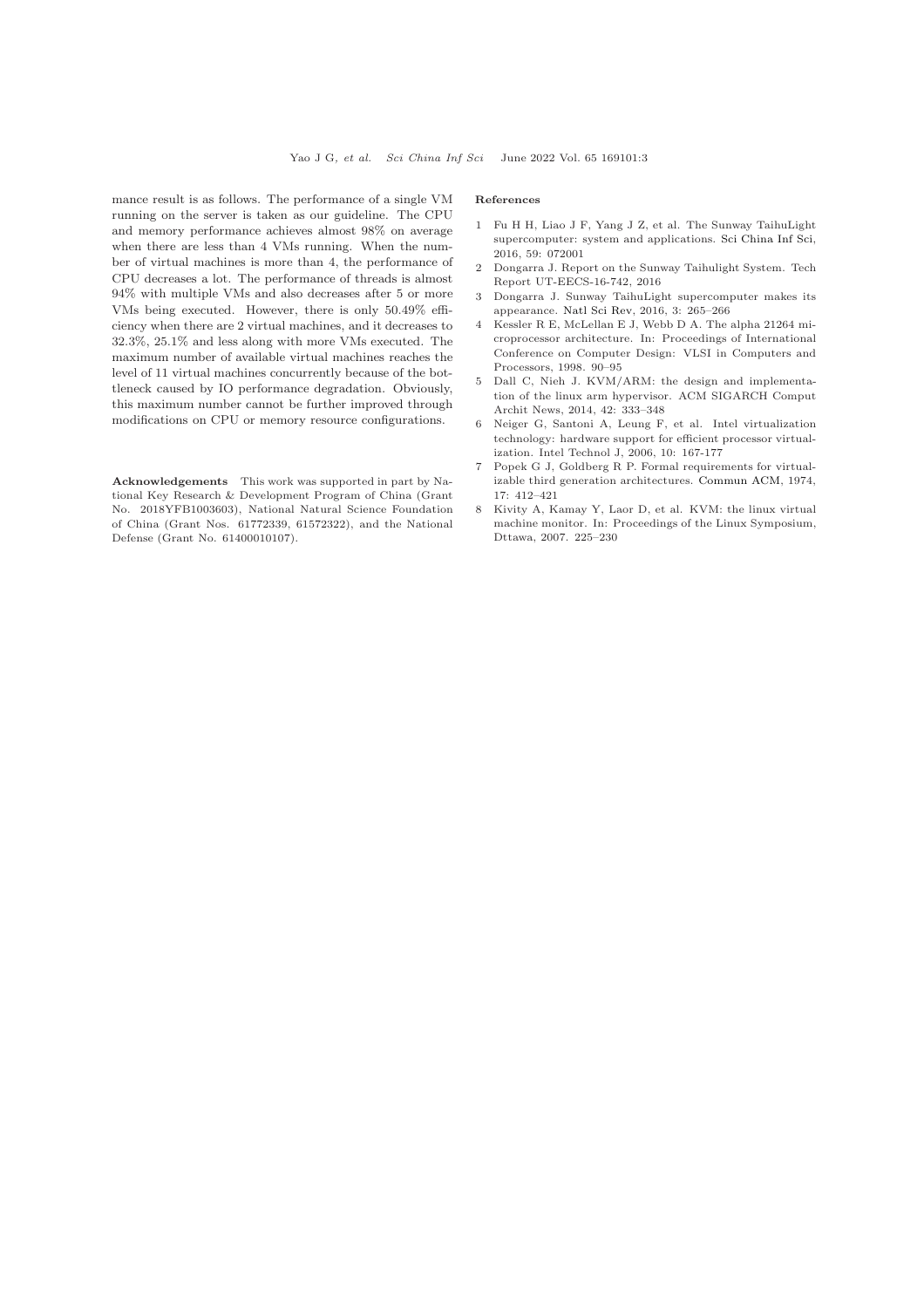mance result is as follows. The performance of a single VM running on the server is taken as our guideline. The CPU and memory performance achieves almost 98% on average when there are less than 4 VMs running. When the number of virtual machines is more than 4, the performance of CPU decreases a lot. The performance of threads is almost 94% with multiple VMs and also decreases after 5 or more VMs being executed. However, there is only 50.49% efficiency when there are 2 virtual machines, and it decreases to 32.3%, 25.1% and less along with more VMs executed. The maximum number of available virtual machines reaches the level of 11 virtual machines concurrently because of the bottleneck caused by IO performance degradation. Obviously, this maximum number cannot be further improved through modifications on CPU or memory resource configurations.

**Acknowledgements** This work was supported in part by National Key Research & Development Program of China (Grant No. 2018YFB1003603), National Natural Science Foundation of China (Grant Nos. 61772339, 61572322), and the National Defense (Grant No. 61400010107).

**References**

1. Fu H H, Liao J F, Yang J Z, et al. The Sunway TaihuLight supercomputer: system and applications. Sci China Inf Sci, 2016, 59: 072001
2. Dongarra J. Report on the Sunway Taihulight System. Tech Report UT-EECS-16-742, 2016
3. Dongarra J. Sunway TaihuLight supercomputer makes its appearance. Natl Sci Rev, 2016, 3: 265–266
4. Kessler R E, McLellan E J, Webb D A. The alpha 21264 microprocessor architecture. In: Proceedings of International Conference on Computer Design: VLSI in Computers and Processors, 1998. 90–95
5. Dall C, Nieh J. KVM/ARM: the design and implementation of the linux arm hypervisor. ACM SIGARCH Comput Archit News, 2014, 42: 333–348
6. Neiger G, Santoni A, Leung F, et al. Intel virtualization technology: hardware support for efficient processor virtualization. Intel Technol J, 2006, 10: 167-177
7. Popek G J, Goldberg R P. Formal requirements for virtualizable third generation architectures. Commun ACM, 1974, 17: 412–421
8. Kivity A, Kamay Y, Laor D, et al. KVM: the linux virtual machine monitor. In: Proceedings of the Linux Symposium, Dttawa, 2007. 225–230